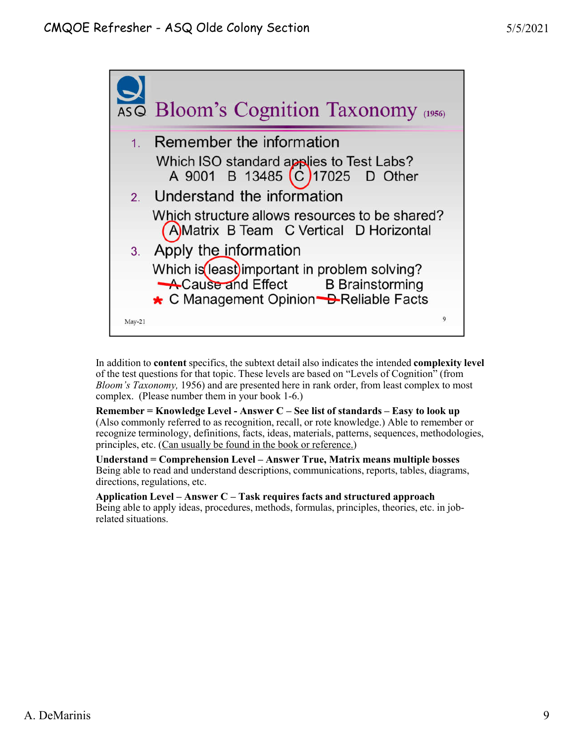## Bloom's Cognition Taxonomy (1956)

1. Remember the information

   Which ISO standard applies to Test Labs?

   A 9001 B 13485 (C) 17025 D Other

2. Understand the information

   Which structure allows resources to be shared?

   (A) Matrix B Team C Vertical D Horizontal

3. Apply the information

   Which is (least) important in problem solving?

   ~~A~~ Cause and Effect B Brainstorming

   * C Management Opinion ~~D~~ Reliable Facts

May-21

In addition to **content** specifics, the subtext detail also indicates the intended **complexity level** of the test questions for that topic. These levels are based on "Levels of Cognition" (from *Bloom's Taxonomy,* 1956) and are presented here in rank order, from least complex to most complex. (Please number them in your book 1-6.)

**Remember = Knowledge Level - Answer C – See list of standards – Easy to look up**
(Also commonly referred to as recognition, recall, or rote knowledge.) Able to remember or recognize terminology, definitions, facts, ideas, materials, patterns, sequences, methodologies, principles, etc. (<u>Can usually be found in the book or reference.</u>)

**Understand = Comprehension Level – Answer True, Matrix means multiple bosses**
Being able to read and understand descriptions, communications, reports, tables, diagrams, directions, regulations, etc.

**Application Level – Answer C – Task requires facts and structured approach**
Being able to apply ideas, procedures, methods, formulas, principles, theories, etc. in job-related situations.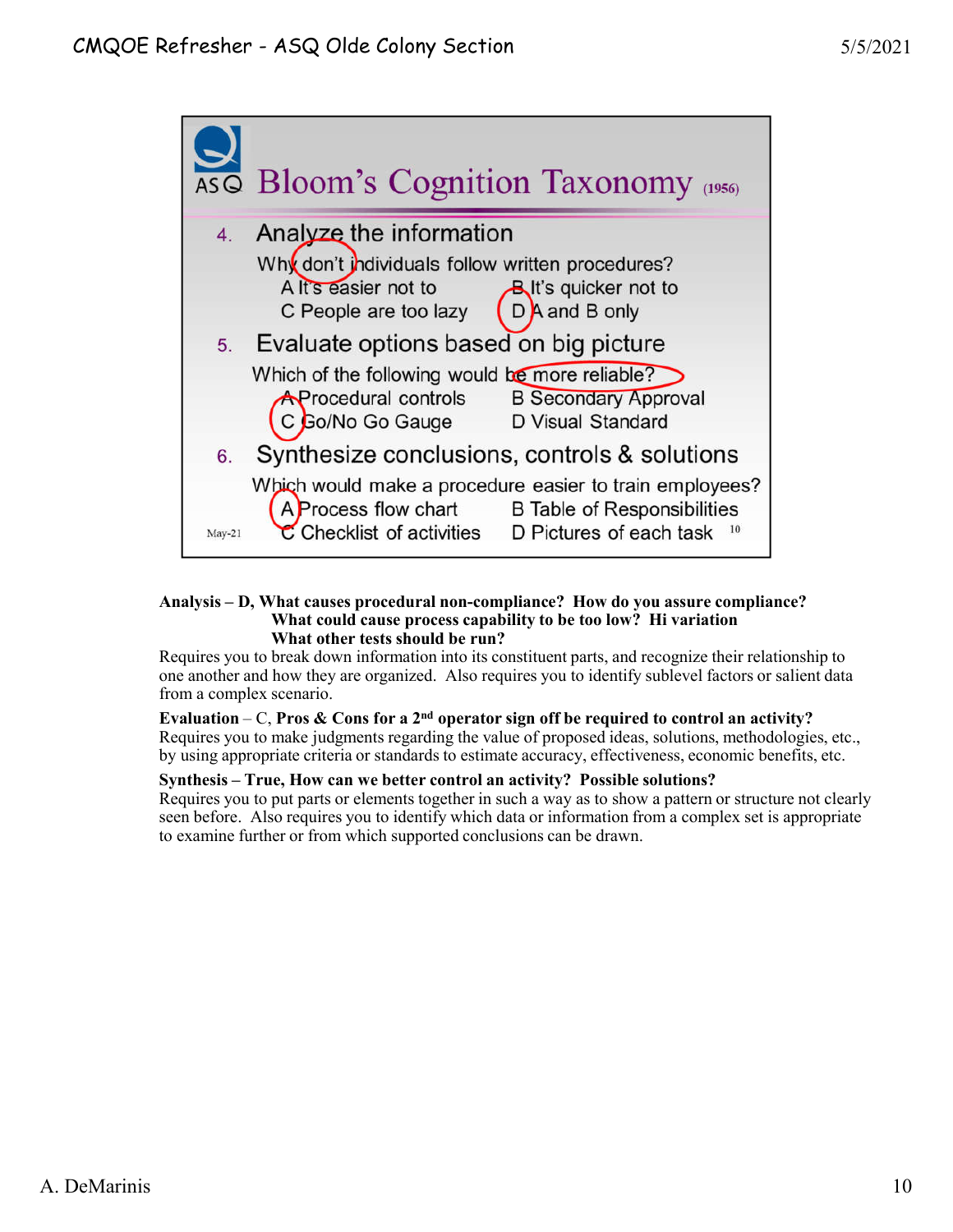## Bloom's Cognition Taxonomy (1956)

4. Analyze the information

   Why don't individuals follow written procedures?

   A It's easier not to　　B It's quicker not to
   C People are too lazy　　D A and B only

5. Evaluate options based on big picture

   Which of the following would be more reliable?

   A Procedural controls　　B Secondary Approval
   C Go/No Go Gauge　　D Visual Standard

6. Synthesize conclusions, controls & solutions

   Which would make a procedure easier to train employees?

   A Process flow chart　　B Table of Responsibilities
   C Checklist of activities　　D Pictures of each task

May-21

**Analysis – D, What causes procedural non-compliance? How do you assure compliance?**
**What could cause process capability to be too low? Hi variation**
**What other tests should be run?**

Requires you to break down information into its constituent parts, and recognize their relationship to one another and how they are organized. Also requires you to identify sublevel factors or salient data from a complex scenario.

**Evaluation** – C, **Pros & Cons for a 2nd operator sign off be required to control an activity?**
Requires you to make judgments regarding the value of proposed ideas, solutions, methodologies, etc., by using appropriate criteria or standards to estimate accuracy, effectiveness, economic benefits, etc.

**Synthesis – True, How can we better control an activity? Possible solutions?**
Requires you to put parts or elements together in such a way as to show a pattern or structure not clearly seen before. Also requires you to identify which data or information from a complex set is appropriate to examine further or from which supported conclusions can be drawn.